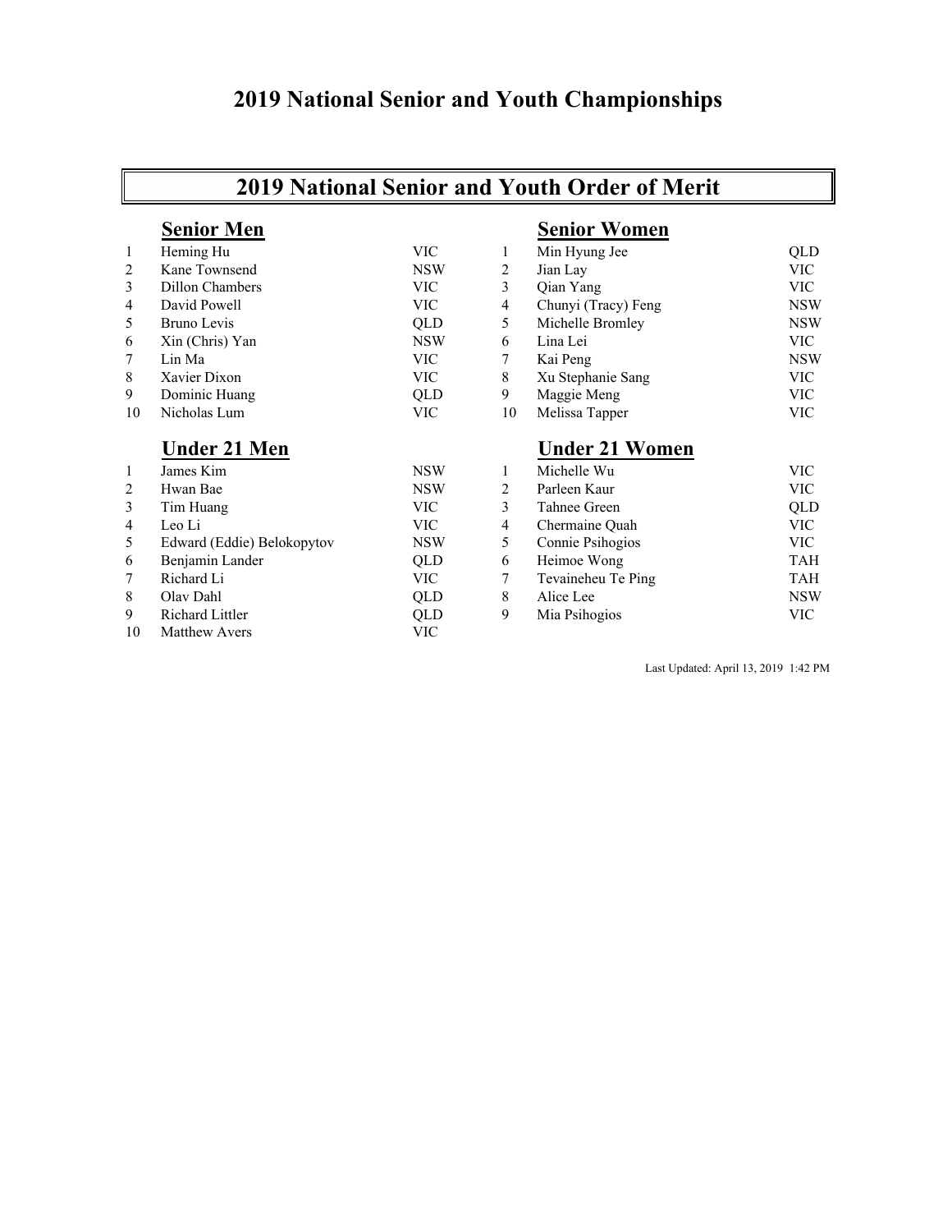# 2019 National Senior and Youth Championships

## 2019 National Senior and Youth Order of Merit

### Senior Men

| | | |
|---|---|---|
| 1 | Heming Hu | VIC |
| 2 | Kane Townsend | NSW |
| 3 | Dillon Chambers | VIC |
| 4 | David Powell | VIC |
| 5 | Bruno Levis | QLD |
| 6 | Xin (Chris) Yan | NSW |
| 7 | Lin Ma | VIC |
| 8 | Xavier Dixon | VIC |
| 9 | Dominic Huang | QLD |
| 10 | Nicholas Lum | VIC |

### Senior Women

| | | |
|---|---|---|
| 1 | Min Hyung Jee | QLD |
| 2 | Jian Lay | VIC |
| 3 | Qian Yang | VIC |
| 4 | Chunyi (Tracy) Feng | NSW |
| 5 | Michelle Bromley | NSW |
| 6 | Lina Lei | VIC |
| 7 | Kai Peng | NSW |
| 8 | Xu Stephanie Sang | VIC |
| 9 | Maggie Meng | VIC |
| 10 | Melissa Tapper | VIC |

### Under 21 Men

| | | |
|---|---|---|
| 1 | James Kim | NSW |
| 2 | Hwan Bae | NSW |
| 3 | Tim Huang | VIC |
| 4 | Leo Li | VIC |
| 5 | Edward (Eddie) Belokopytov | NSW |
| 6 | Benjamin Lander | QLD |
| 7 | Richard Li | VIC |
| 8 | Olav Dahl | QLD |
| 9 | Richard Littler | QLD |
| 10 | Matthew Avers | VIC |

### Under 21 Women

| | | |
|---|---|---|
| 1 | Michelle Wu | VIC |
| 2 | Parleen Kaur | VIC |
| 3 | Tahnee Green | QLD |
| 4 | Chermaine Quah | VIC |
| 5 | Connie Psihogios | VIC |
| 6 | Heimoe Wong | TAH |
| 7 | Tevaineheu Te Ping | TAH |
| 8 | Alice Lee | NSW |
| 9 | Mia Psihogios | VIC |

Last Updated: April 13, 2019 1:42 PM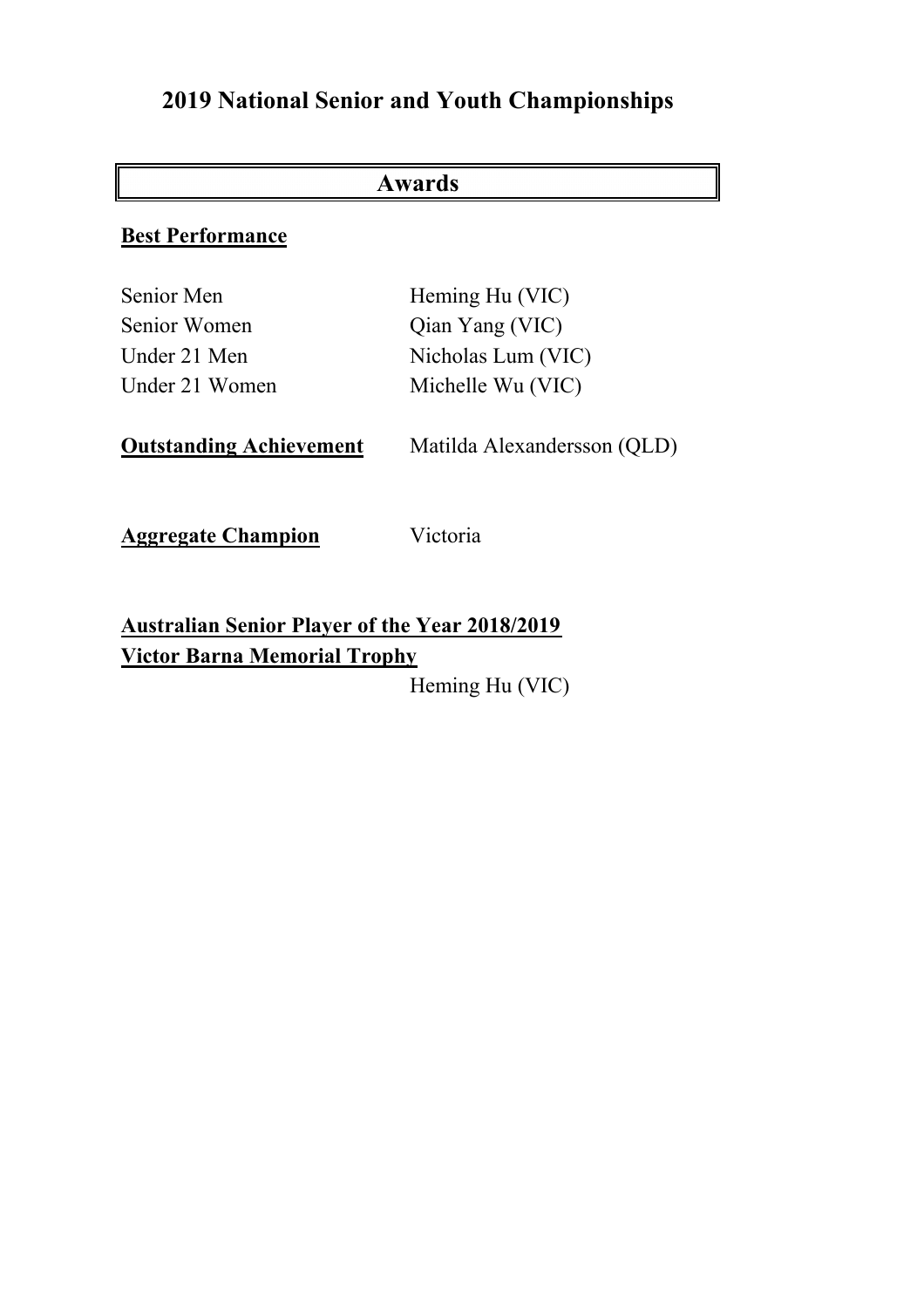# 2019 National Senior and Youth Championships

## Awards

**Best Performance**

| | |
|---|---|
| Senior Men | Heming Hu (VIC) |
| Senior Women | Qian Yang (VIC) |
| Under 21 Men | Nicholas Lum (VIC) |
| Under 21 Women | Michelle Wu (VIC) |

**Outstanding Achievement** Matilda Alexandersson (QLD)

**Aggregate Champion** Victoria

**Australian Senior Player of the Year 2018/2019**
**Victor Barna Memorial Trophy**

Heming Hu (VIC)